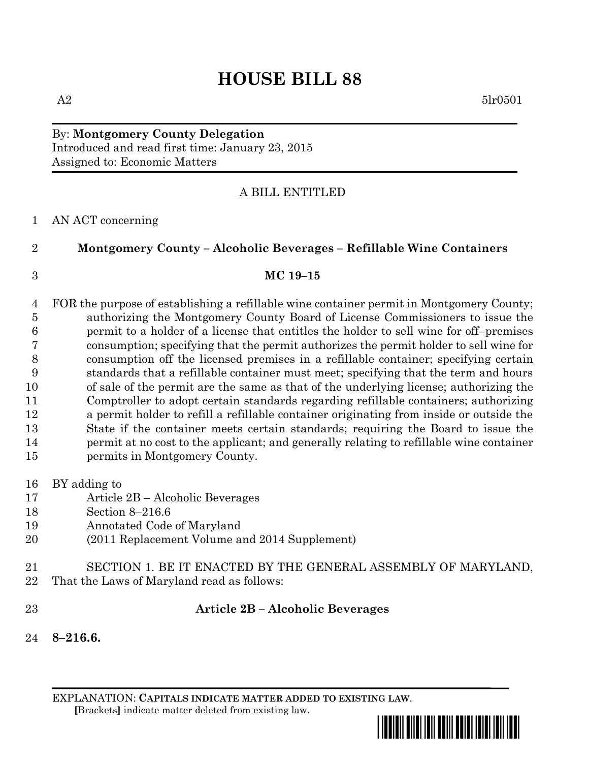# HOUSE BILL 88

A2 5lr0501

By: **Montgomery County Delegation**
Introduced and read first time: January 23, 2015
Assigned to: Economic Matters

A BILL ENTITLED

1 AN ACT concerning

2 **Montgomery County – Alcoholic Beverages – Refillable Wine Containers**

3 **MC 19–15**

4 FOR the purpose of establishing a refillable wine container permit in Montgomery County;
5 authorizing the Montgomery County Board of License Commissioners to issue the
6 permit to a holder of a license that entitles the holder to sell wine for off–premises
7 consumption; specifying that the permit authorizes the permit holder to sell wine for
8 consumption off the licensed premises in a refillable container; specifying certain
9 standards that a refillable container must meet; specifying that the term and hours
10 of sale of the permit are the same as that of the underlying license; authorizing the
11 Comptroller to adopt certain standards regarding refillable containers; authorizing
12 a permit holder to refill a refillable container originating from inside or outside the
13 State if the container meets certain standards; requiring the Board to issue the
14 permit at no cost to the applicant; and generally relating to refillable wine container
15 permits in Montgomery County.

16 BY adding to
17 Article 2B – Alcoholic Beverages
18 Section 8–216.6
19 Annotated Code of Maryland
20 (2011 Replacement Volume and 2014 Supplement)

21 SECTION 1. BE IT ENACTED BY THE GENERAL ASSEMBLY OF MARYLAND,
22 That the Laws of Maryland read as follows:

23 **Article 2B – Alcoholic Beverages**

24 **8–216.6.**

EXPLANATION: **CAPITALS INDICATE MATTER ADDED TO EXISTING LAW**.
**[**Brackets**]** indicate matter deleted from existing law.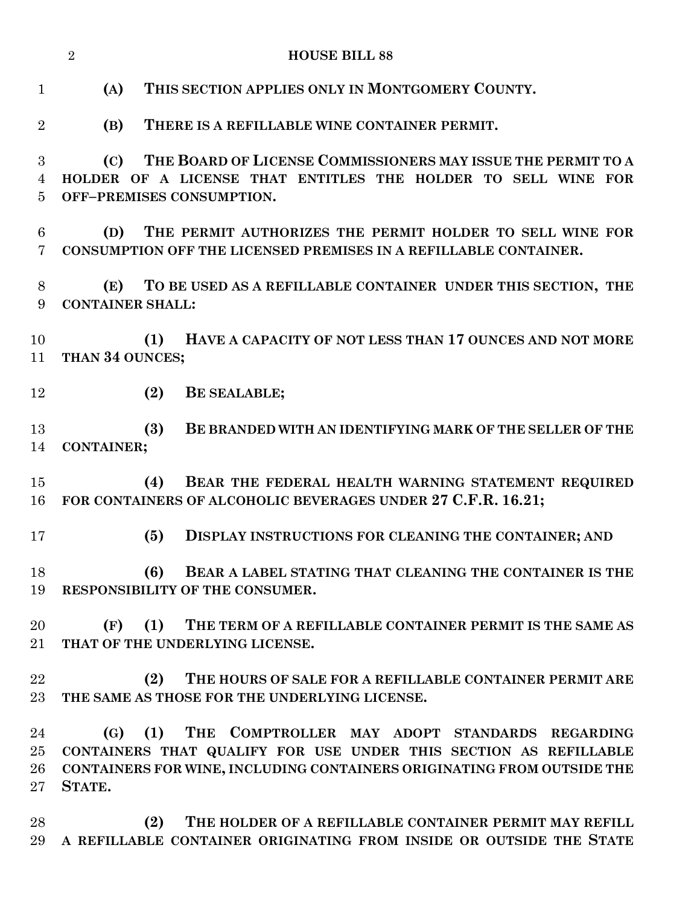**(A) THIS SECTION APPLIES ONLY IN MONTGOMERY COUNTY.**

**(B) THERE IS A REFILLABLE WINE CONTAINER PERMIT.**

**(C) THE BOARD OF LICENSE COMMISSIONERS MAY ISSUE THE PERMIT TO A HOLDER OF A LICENSE THAT ENTITLES THE HOLDER TO SELL WINE FOR OFF–PREMISES CONSUMPTION.**

**(D) THE PERMIT AUTHORIZES THE PERMIT HOLDER TO SELL WINE FOR CONSUMPTION OFF THE LICENSED PREMISES IN A REFILLABLE CONTAINER.**

**(E) TO BE USED AS A REFILLABLE CONTAINER UNDER THIS SECTION, THE CONTAINER SHALL:**

**(1) HAVE A CAPACITY OF NOT LESS THAN 17 OUNCES AND NOT MORE THAN 34 OUNCES;**

**(2) BE SEALABLE;**

**(3) BE BRANDED WITH AN IDENTIFYING MARK OF THE SELLER OF THE CONTAINER;**

**(4) BEAR THE FEDERAL HEALTH WARNING STATEMENT REQUIRED FOR CONTAINERS OF ALCOHOLIC BEVERAGES UNDER 27 C.F.R. 16.21;**

**(5) DISPLAY INSTRUCTIONS FOR CLEANING THE CONTAINER; AND**

**(6) BEAR A LABEL STATING THAT CLEANING THE CONTAINER IS THE RESPONSIBILITY OF THE CONSUMER.**

**(F) (1) THE TERM OF A REFILLABLE CONTAINER PERMIT IS THE SAME AS THAT OF THE UNDERLYING LICENSE.**

**(2) THE HOURS OF SALE FOR A REFILLABLE CONTAINER PERMIT ARE THE SAME AS THOSE FOR THE UNDERLYING LICENSE.**

**(G) (1) THE COMPTROLLER MAY ADOPT STANDARDS REGARDING CONTAINERS THAT QUALIFY FOR USE UNDER THIS SECTION AS REFILLABLE CONTAINERS FOR WINE, INCLUDING CONTAINERS ORIGINATING FROM OUTSIDE THE STATE.**

**(2) THE HOLDER OF A REFILLABLE CONTAINER PERMIT MAY REFILL A REFILLABLE CONTAINER ORIGINATING FROM INSIDE OR OUTSIDE THE STATE**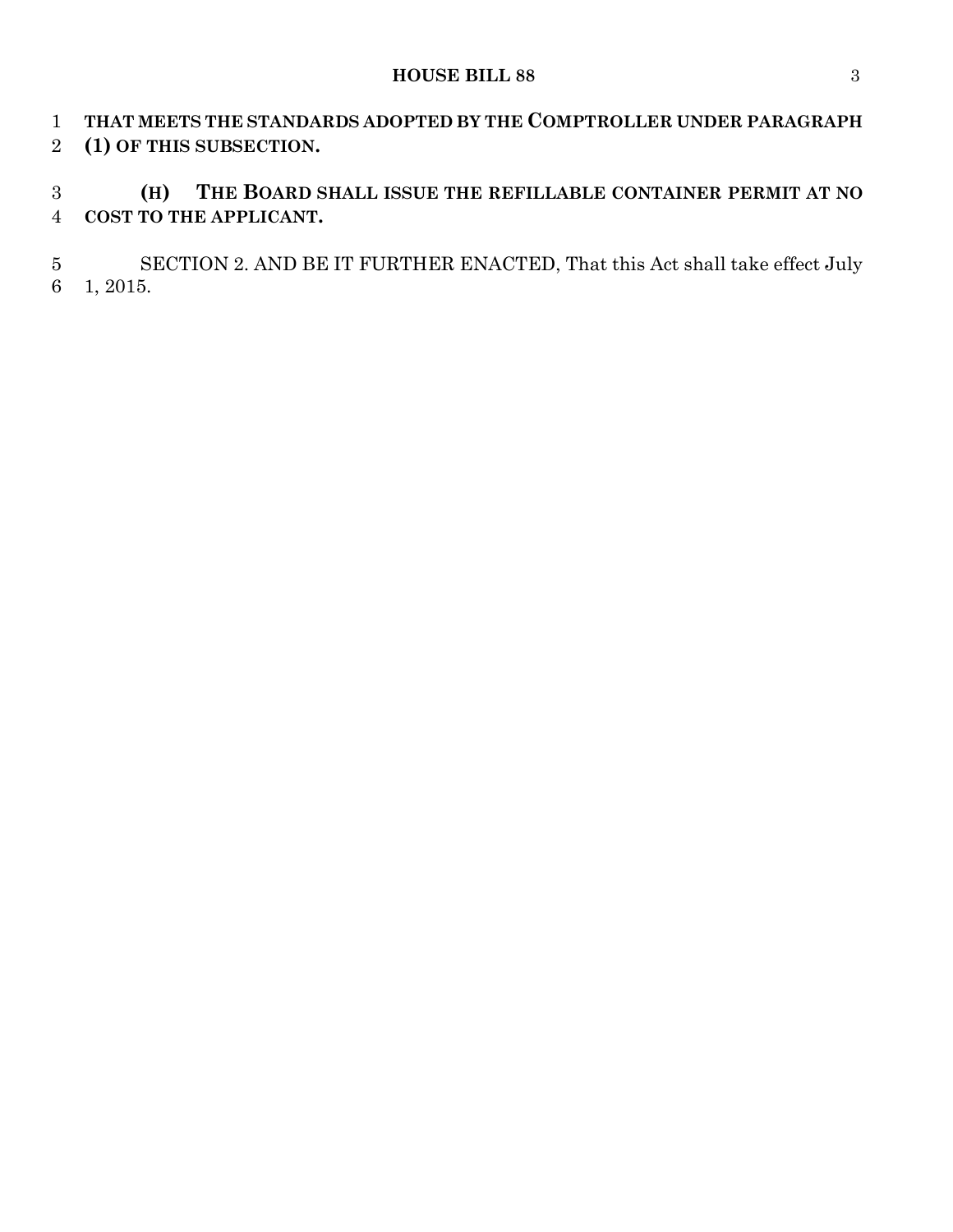**THAT MEETS THE STANDARDS ADOPTED BY THE COMPTROLLER UNDER PARAGRAPH (1) OF THIS SUBSECTION.**

**(H) THE BOARD SHALL ISSUE THE REFILLABLE CONTAINER PERMIT AT NO COST TO THE APPLICANT.**

SECTION 2. AND BE IT FURTHER ENACTED, That this Act shall take effect July 1, 2015.